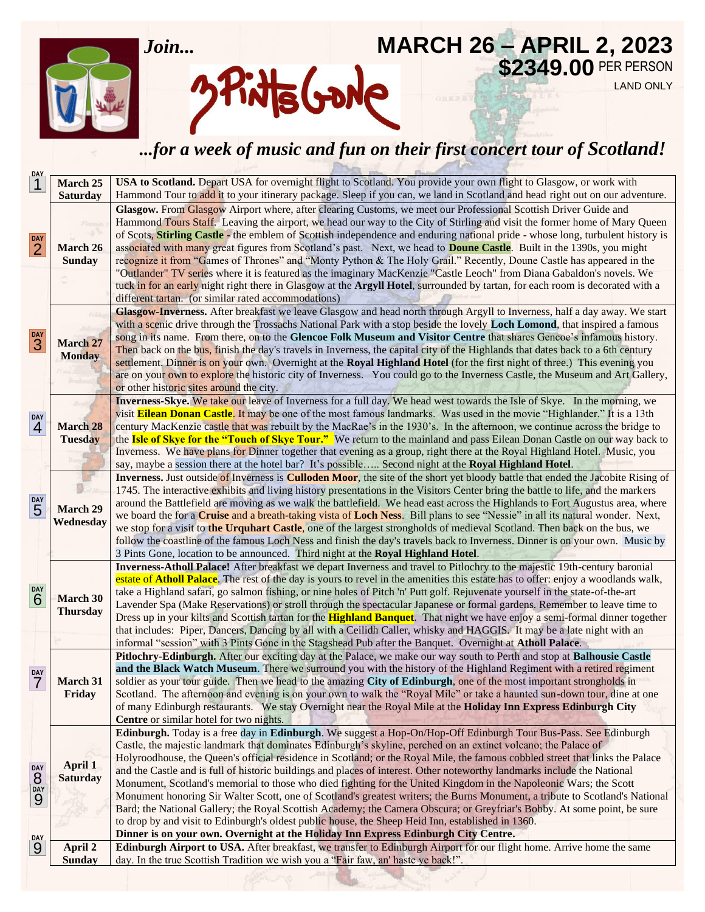*Join...*

**3 Pints Gone**

# MARCH 26 – APRIL 2, 2023

**$2349.00** PER PERSON

LAND ONLY

## *...for a week of music and fun on their first concert tour of Scotland!*

| Day | Date | Itinerary |
|---|---|---|
| DAY 1 | **March 25 Saturday** | **USA to Scotland.** Depart USA for overnight flight to Scotland. You provide your own flight to Glasgow, or work with Hammond Tour to add it to your itinerary package. Sleep if you can, we land in Scotland and head right out on our adventure. |
| DAY 2 | **March 26 Sunday** | **Glasgow.** From Glasgow Airport where, after clearing Customs, we meet our Professional Scottish Driver Guide and Hammond Tours Staff. Leaving the airport, we head our way to the City of Stirling and visit the former home of Mary Queen of Scots, **Stirling Castle** - the emblem of Scottish independence and enduring national pride - whose long, turbulent history is associated with many great figures from Scotland's past. Next, we head to **Doune Castle**. Built in the 1390s, you might recognize it from "Games of Thrones" and "Monty Python & The Holy Grail." Recently, Doune Castle has appeared in the "Outlander" TV series where it is featured as the imaginary MacKenzie "Castle Leoch" from Diana Gabaldon's novels. We tuck in for an early night right there in Glasgow at the **Argyll Hotel**, surrounded by tartan, for each room is decorated with a different tartan. (or similar rated accommodations) |
| DAY 3 | **March 27 Monday** | **Glasgow-Inverness.** After breakfast we leave Glasgow and head north through Argyll to Inverness, half a day away. We start with a scenic drive through the Trossachs National Park with a stop beside the lovely **Loch Lomond**, that inspired a famous song in its name. From there, on to the **Glencoe Folk Museum and Visitor Centre** that shares Gencoe's infamous history. Then back on the bus, finish the day's travels in Inverness, the capital city of the Highlands that dates back to a 6th century settlement. Dinner is on your own. Overnight at the **Royal Highland Hotel** (for the first night of three.) This evening you are on your own to explore the historic city of Inverness. You could go to the Inverness Castle, the Museum and Art Gallery, or other historic sites around the city. |
| DAY 4 | **March 28 Tuesday** | **Inverness-Skye.** We take our leave of Inverness for a full day. We head west towards the Isle of Skye. In the morning, we visit **Eilean Donan Castle**. It may be one of the most famous landmarks. Was used in the movie "Highlander." It is a 13th century MacKenzie castle that was rebuilt by the MacRae's in the 1930's. In the afternoon, we continue across the bridge to the **Isle of Skye for the "Touch of Skye Tour."** We return to the mainland and pass Eilean Donan Castle on our way back to Inverness. We have plans for Dinner together that evening as a group, right there at the Royal Highland Hotel. Music, you say, maybe a session there at the hotel bar? It's possible….. Second night at the **Royal Highland Hotel**. |
| DAY 5 | **March 29 Wednesday** | **Inverness.** Just outside of Inverness is **Culloden Moor**, the site of the short yet bloody battle that ended the Jacobite Rising of 1745. The interactive exhibits and living history presentations in the Visitors Center bring the battle to life, and the markers around the Battlefield are moving as we walk the battlefield. We head east across the Highlands to Fort Augustus area, where we board the for a **Cruise** and a breath-taking vista of **Loch Ness**. Bill plans to see "Nessie" in all its natural wonder. Next, we stop for a visit to **the Urquhart Castle**, one of the largest strongholds of medieval Scotland. Then back on the bus, we follow the coastline of the famous Loch Ness and finish the day's travels back to Inverness. Dinner is on your own. Music by 3 Pints Gone, location to be announced. Third night at the **Royal Highland Hotel**. |
| DAY 6 | **March 30 Thursday** | **Inverness-Atholl Palace!** After breakfast we depart Inverness and travel to Pitlochry to the majestic 19th-century baronial estate of **Atholl Palace**. The rest of the day is yours to revel in the amenities this estate has to offer: enjoy a woodlands walk, take a Highland safari, go salmon fishing, or nine holes of Pitch 'n' Putt golf. Rejuvenate yourself in the state-of-the-art Lavender Spa (Make Reservations) or stroll through the spectacular Japanese or formal gardens. Remember to leave time to Dress up in your kilts and Scottish tartan for the **Highland Banquet**. That night we have enjoy a semi-formal dinner together that includes: Piper, Dancers, Dancing by all with a Ceilidh Caller, whisky and HAGGIS. It may be a late night with an informal "session" with 3 Pints Gone in the Stagshead Pub after the Banquet. Overnight at **Atholl Palace**. |
| DAY 7 | **March 31 Friday** | **Pitlochry-Edinburgh.** After our exciting day at the Palace, we make our way south to Perth and stop at **Balhousie Castle and the Black Watch Museum**. There we surround you with the history of the Highland Regiment with a retired regiment soldier as your tour guide. Then we head to the amazing **City of Edinburgh**, one of the most important strongholds in Scotland. The afternoon and evening is on your own to walk the "Royal Mile" or take a haunted sun-down tour, dine at one of many Edinburgh restaurants. We stay Overnight near the Royal Mile at the **Holiday Inn Express Edinburgh City Centre** or similar hotel for two nights. |
| DAY 8 DAY 9 | **April 1 Saturday** | **Edinburgh.** Today is a free day in **Edinburgh**. We suggest a Hop-On/Hop-Off Edinburgh Tour Bus-Pass. See Edinburgh Castle, the majestic landmark that dominates Edinburgh's skyline, perched on an extinct volcano; the Palace of Holyroodhouse, the Queen's official residence in Scotland; or the Royal Mile, the famous cobbled street that links the Palace and the Castle and is full of historic buildings and places of interest. Other noteworthy landmarks include the National Monument, Scotland's memorial to those who died fighting for the United Kingdom in the Napoleonic Wars; the Scott Monument honoring Sir Walter Scott, one of Scotland's greatest writers; the Burns Monument, a tribute to Scotland's National Bard; the National Gallery; the Royal Scottish Academy; the Camera Obscura; or Greyfriar's Bobby. At some point, be sure to drop by and visit to Edinburgh's oldest public house, the Sheep Heid Inn, established in 1360. **Dinner is on your own. Overnight at the Holiday Inn Express Edinburgh City Centre.** |
| DAY 9 | **April 2 Sunday** | **Edinburgh Airport to USA.** After breakfast, we transfer to Edinburgh Airport for our flight home. Arrive home the same day. In the true Scottish Tradition we wish you a "Fair faw, an' haste ye back!". |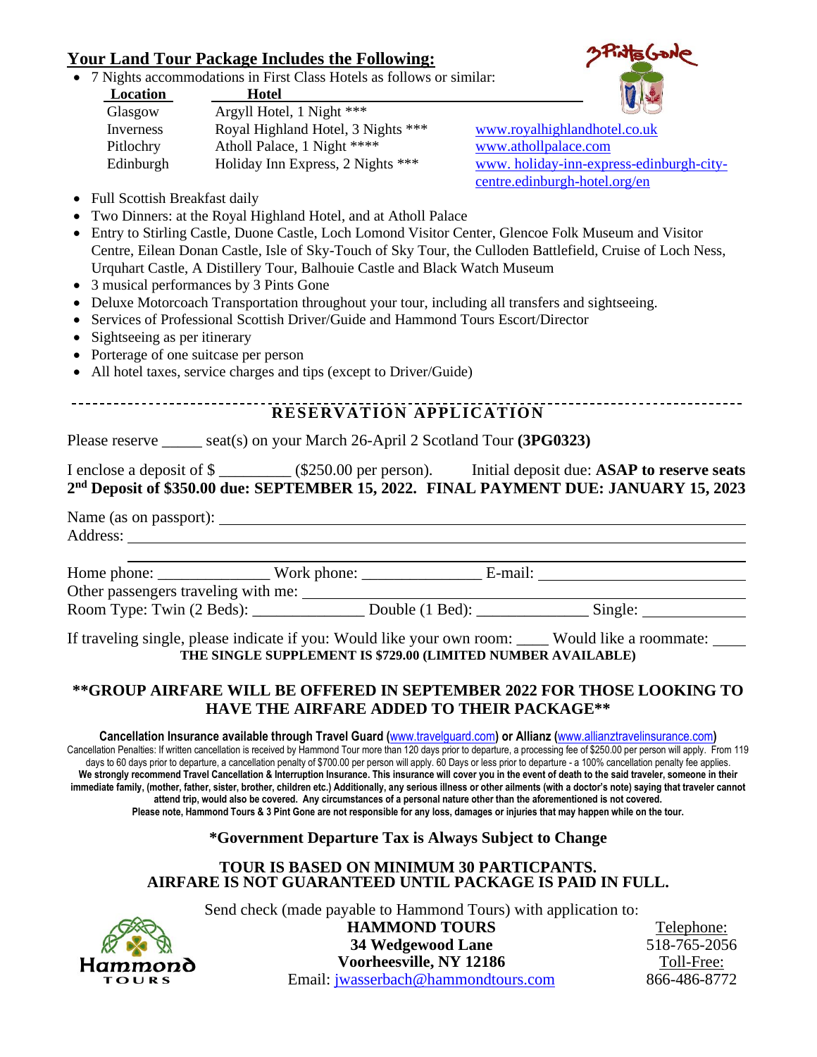## Your Land Tour Package Includes the Following:

- 7 Nights accommodations in First Class Hotels as follows or similar:

| Location | Hotel | |
|---|---|---|
| Glasgow | Argyll Hotel, 1 Night *** | |
| Inverness | Royal Highland Hotel, 3 Nights *** | www.royalhighlandhotel.co.uk |
| Pitlochry | Atholl Palace, 1 Night **** | www.athollpalace.com |
| Edinburgh | Holiday Inn Express, 2 Nights *** | www. holiday-inn-express-edinburgh-city-centre.edinburgh-hotel.org/en |

- Full Scottish Breakfast daily
- Two Dinners: at the Royal Highland Hotel, and at Atholl Palace
- Entry to Stirling Castle, Duone Castle, Loch Lomond Visitor Center, Glencoe Folk Museum and Visitor Centre, Eilean Donan Castle, Isle of Sky-Touch of Sky Tour, the Culloden Battlefield, Cruise of Loch Ness, Urquhart Castle, A Distillery Tour, Balhouie Castle and Black Watch Museum
- 3 musical performances by 3 Pints Gone
- Deluxe Motorcoach Transportation throughout your tour, including all transfers and sightseeing.
- Services of Professional Scottish Driver/Guide and Hammond Tours Escort/Director
- Sightseeing as per itinerary
- Porterage of one suitcase per person
- All hotel taxes, service charges and tips (except to Driver/Guide)

## RESERVATION APPLICATION

Please reserve _____ seat(s) on your March 26-April 2 Scotland Tour **(3PG0323)**

I enclose a deposit of $ _________ ($250.00 per person). Initial deposit due: **ASAP to reserve seats**
**2nd Deposit of $350.00 due: SEPTEMBER 15, 2022. FINAL PAYMENT DUE: JANUARY 15, 2023**

Name (as on passport): ______________________________
Address: ______________________________

______________________________

Home phone: ______________ Work phone: _______________ E-mail: ______________
Other passengers traveling with me: ______________________________
Room Type: Twin (2 Beds): ______________ Double (1 Bed): ______________ Single: ______________

If traveling single, please indicate if you: Would like your own room: ____ Would like a roommate: ____
**THE SINGLE SUPPLEMENT IS $729.00 (LIMITED NUMBER AVAILABLE)**

**\*\*GROUP AIRFARE WILL BE OFFERED IN SEPTEMBER 2022 FOR THOSE LOOKING TO HAVE THE AIRFARE ADDED TO THEIR PACKAGE\*\***

**Cancellation Insurance available through Travel Guard (www.travelguard.com) or Allianz (www.allianztravelinsurance.com)**
Cancellation Penalties: If written cancellation is received by Hammond Tour more than 120 days prior to departure, a processing fee of $250.00 per person will apply. From 119 days to 60 days prior to departure, a cancellation penalty of $700.00 per person will apply. 60 Days or less prior to departure - a 100% cancellation penalty fee applies.
**We strongly recommend Travel Cancellation & Interruption Insurance. This insurance will cover you in the event of death to the said traveler, someone in their immediate family, (mother, father, sister, brother, children etc.) Additionally, any serious illness or other ailments (with a doctor's note) saying that traveler cannot attend trip, would also be covered. Any circumstances of a personal nature other than the aforementioned is not covered.**
**Please note, Hammond Tours & 3 Pint Gone are not responsible for any loss, damages or injuries that may happen while on the tour.**

**\*Government Departure Tax is Always Subject to Change**

**TOUR IS BASED ON MINIMUM 30 PARTICPANTS.**
**AIRFARE IS NOT GUARANTEED UNTIL PACKAGE IS PAID IN FULL.**

Send check (made payable to Hammond Tours) with application to:
**HAMMOND TOURS**
**34 Wedgewood Lane**
**Voorheesville, NY 12186**
Email: jwasserbach@hammondtours.com

Telephone:
518-765-2056
Toll-Free:
866-486-8772